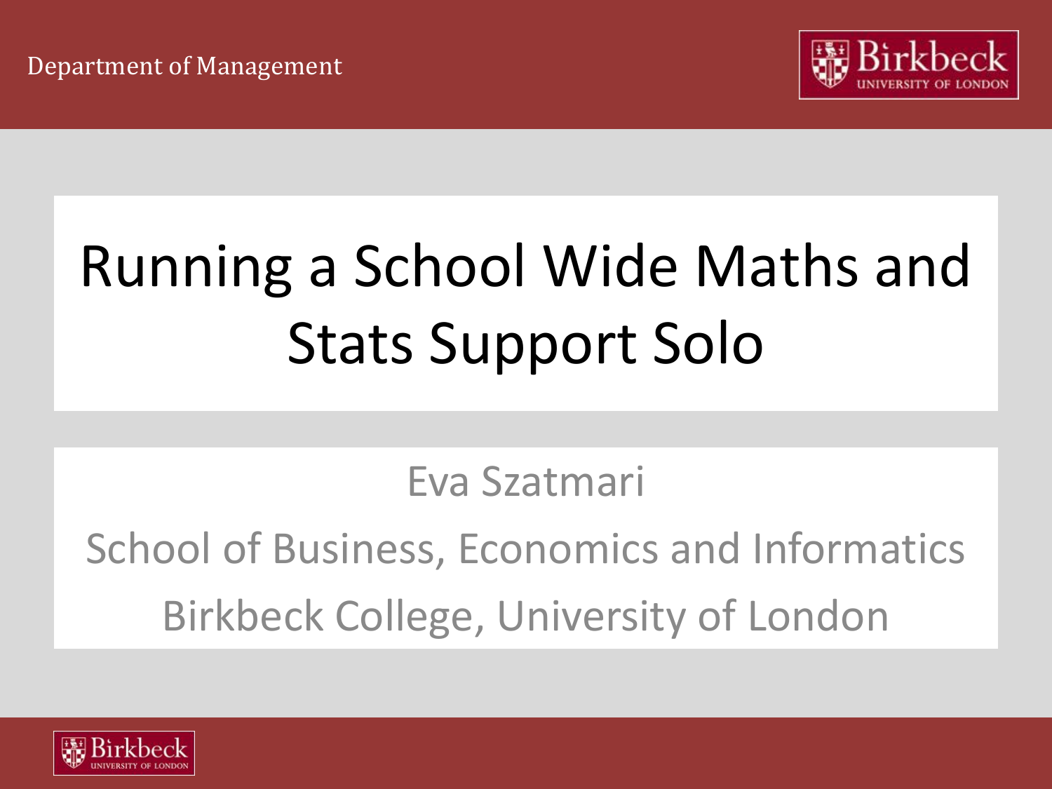Department of Management

# Running a School Wide Maths and Stats Support Solo

Eva Szatmari

School of Business, Economics and Informatics

Birkbeck College, University of London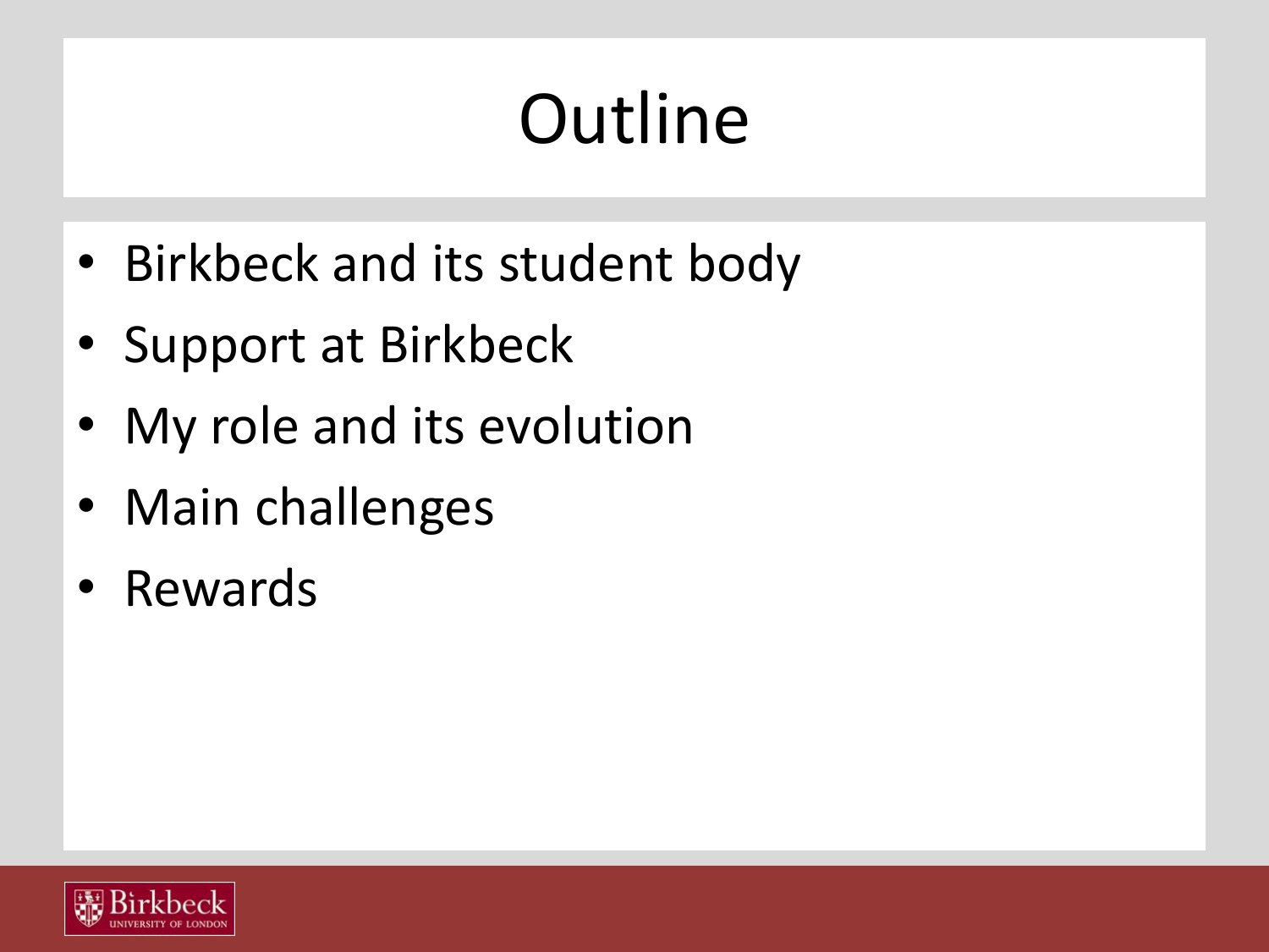# Outline

- Birkbeck and its student body
- Support at Birkbeck
- My role and its evolution
- Main challenges
- Rewards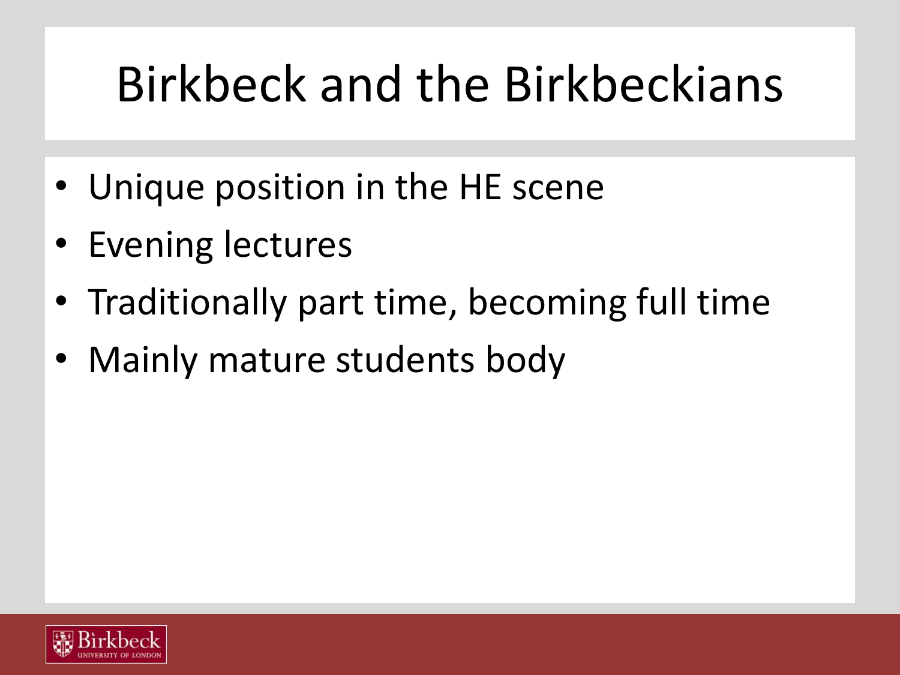# Birkbeck and the Birkbeckians

- Unique position in the HE scene
- Evening lectures
- Traditionally part time, becoming full time
- Mainly mature students body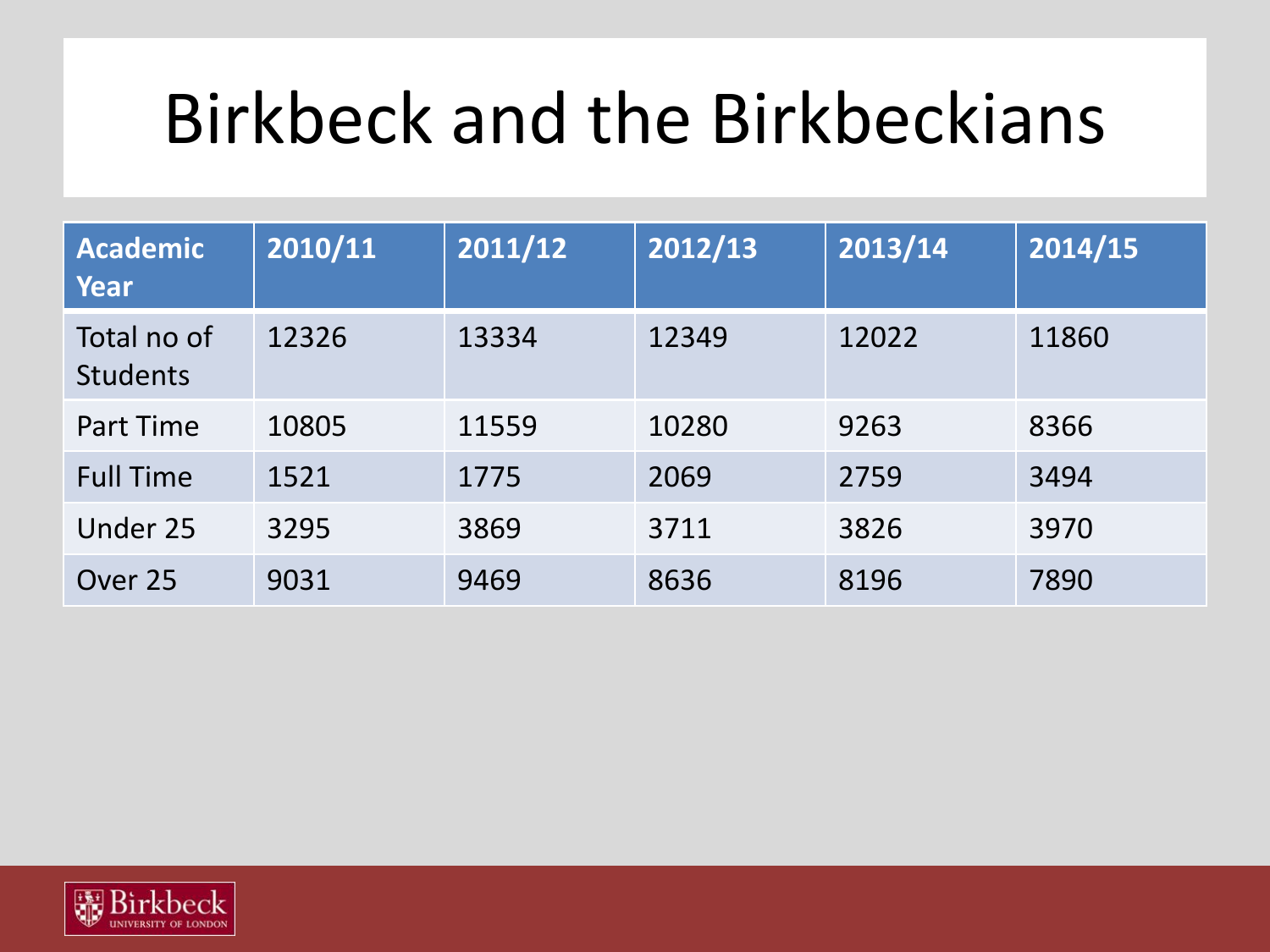# Birkbeck and the Birkbeckians

| Academic Year | 2010/11 | 2011/12 | 2012/13 | 2013/14 | 2014/15 |
|---|---|---|---|---|---|
| Total no of Students | 12326 | 13334 | 12349 | 12022 | 11860 |
| Part Time | 10805 | 11559 | 10280 | 9263 | 8366 |
| Full Time | 1521 | 1775 | 2069 | 2759 | 3494 |
| Under 25 | 3295 | 3869 | 3711 | 3826 | 3970 |
| Over 25 | 9031 | 9469 | 8636 | 8196 | 7890 |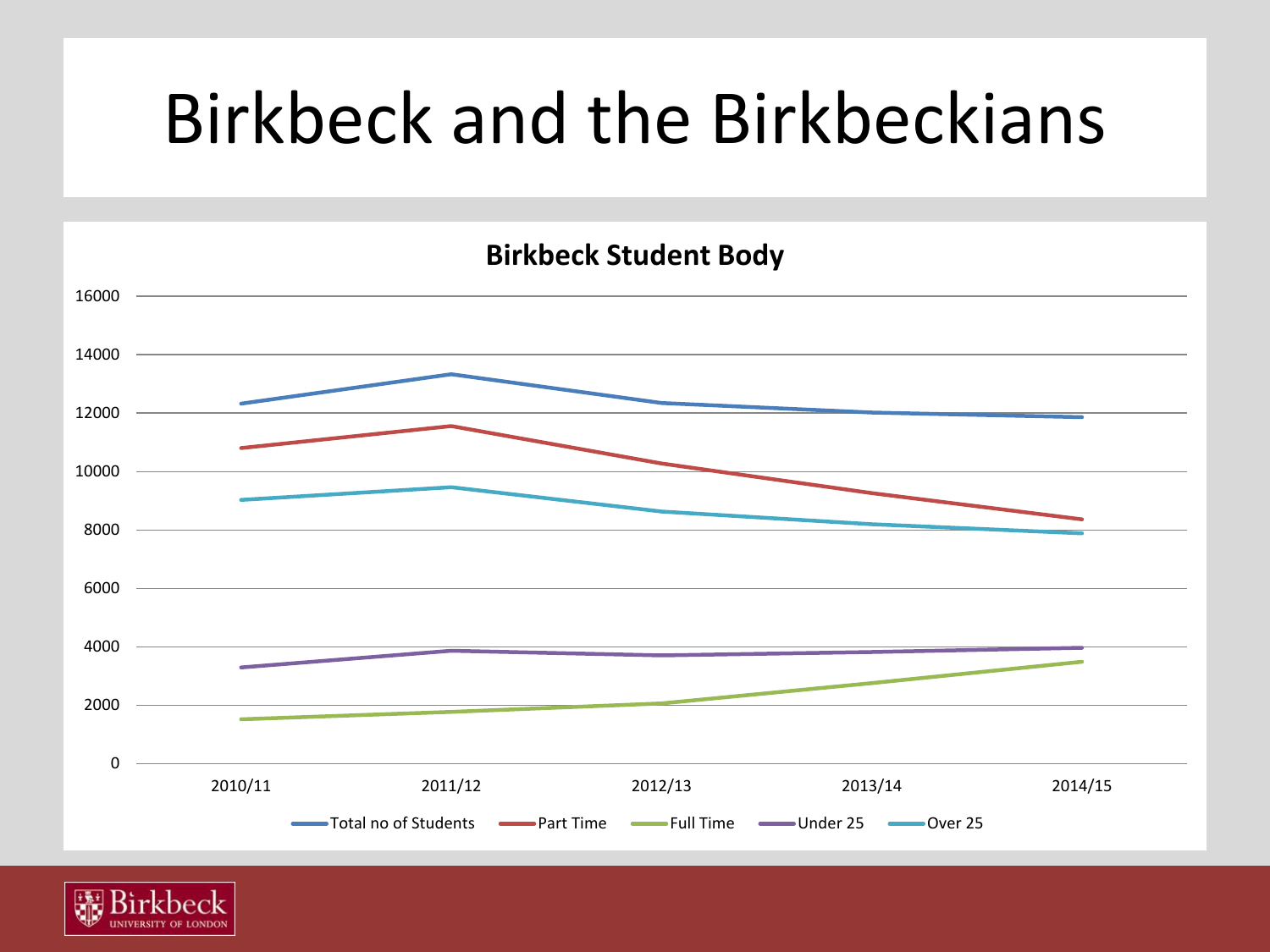# Birkbeck and the Birkbeckians

**Birkbeck Student Body**

16000
14000
12000
10000
8000
6000
4000
2000
0

2010/11 2011/12 2012/13 2013/14 2014/15

Total no of Students — Part Time — Full Time — Under 25 — Over 25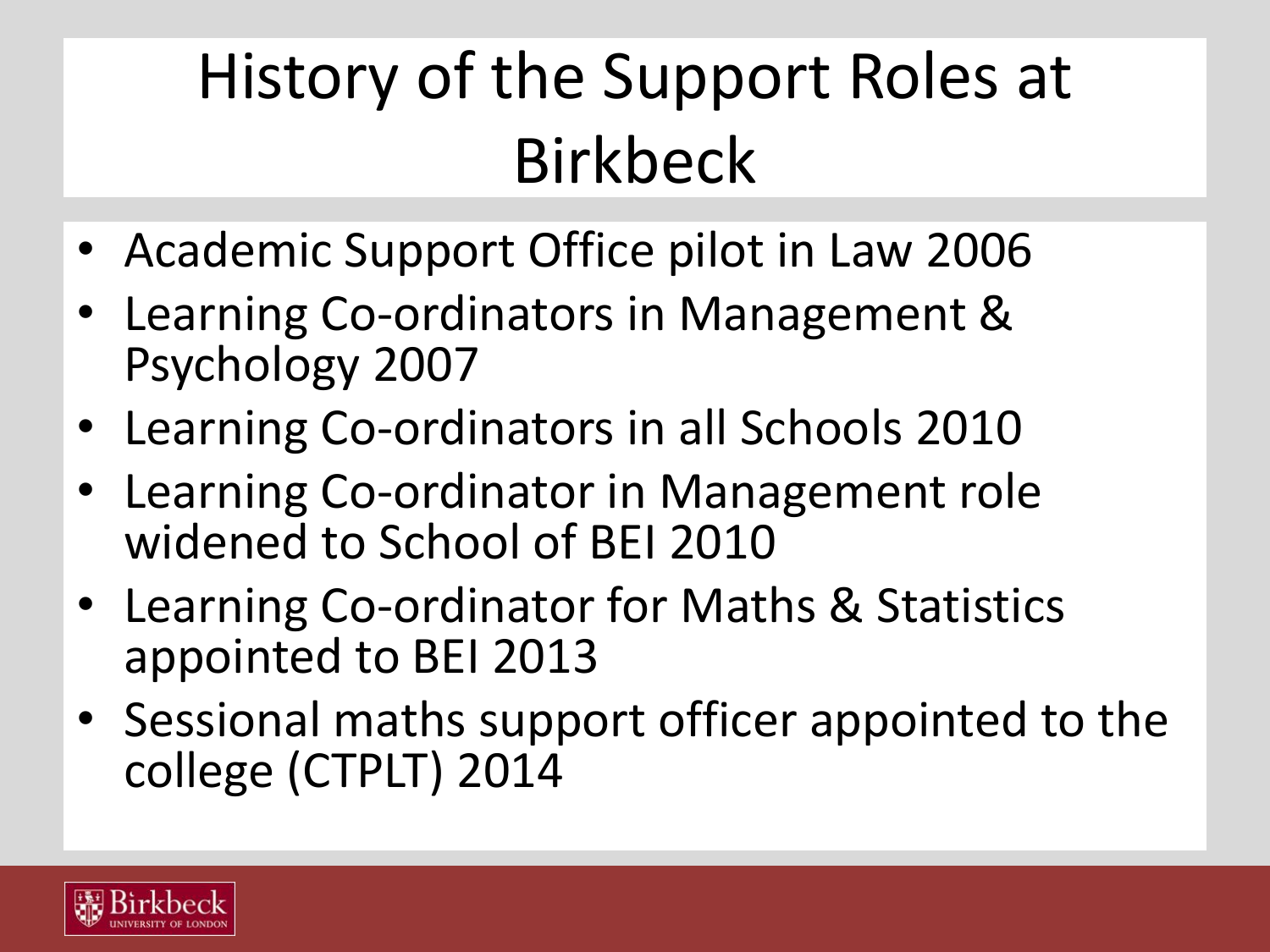# History of the Support Roles at Birkbeck

- Academic Support Office pilot in Law 2006
- Learning Co-ordinators in Management & Psychology 2007
- Learning Co-ordinators in all Schools 2010
- Learning Co-ordinator in Management role widened to School of BEI 2010
- Learning Co-ordinator for Maths & Statistics appointed to BEI 2013
- Sessional maths support officer appointed to the college (CTPLT) 2014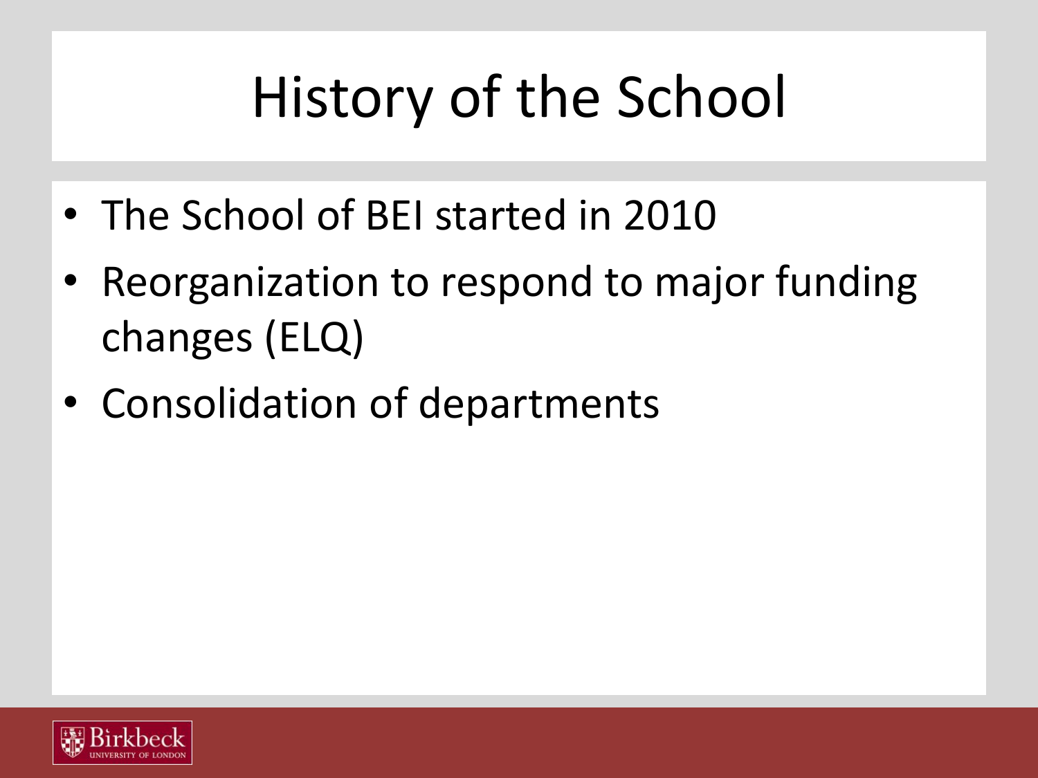# History of the School

- The School of BEI started in 2010
- Reorganization to respond to major funding changes (ELQ)
- Consolidation of departments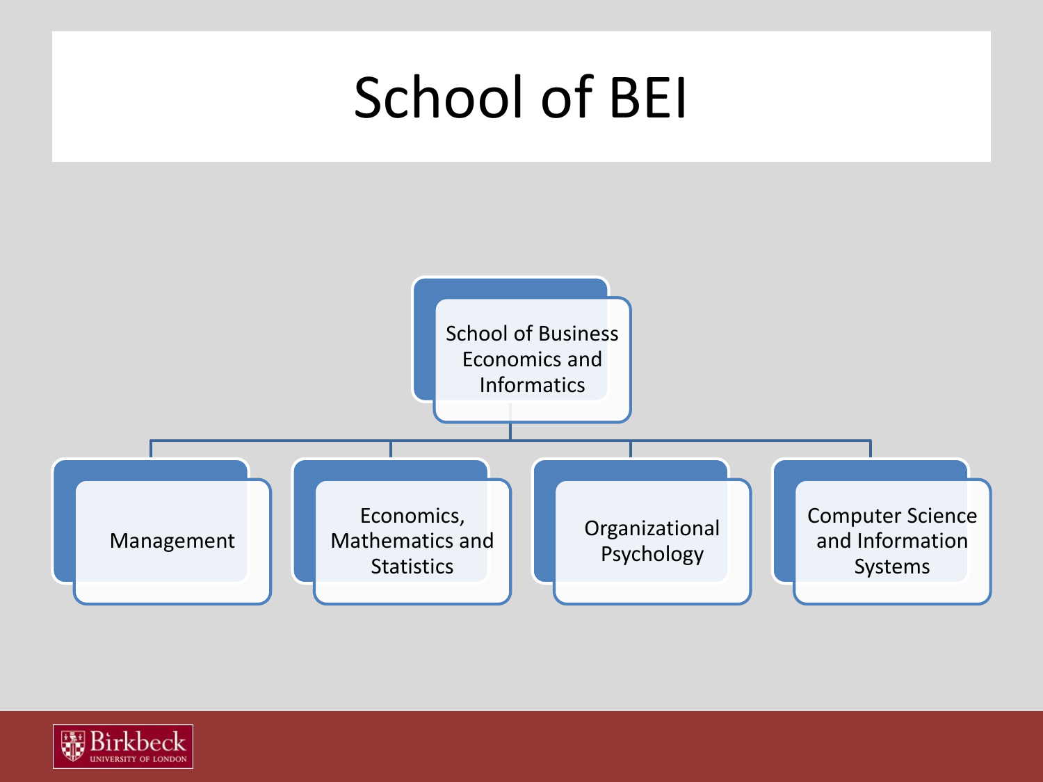# School of BEI

- School of Business Economics and Informatics
  - Management
  - Economics, Mathematics and Statistics
  - Organizational Psychology
  - Computer Science and Information Systems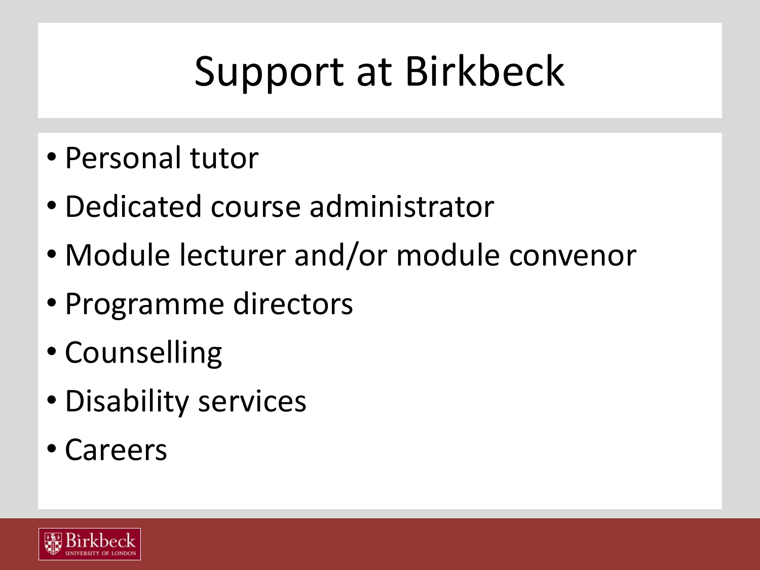# Support at Birkbeck

- Personal tutor
- Dedicated course administrator
- Module lecturer and/or module convenor
- Programme directors
- Counselling
- Disability services
- Careers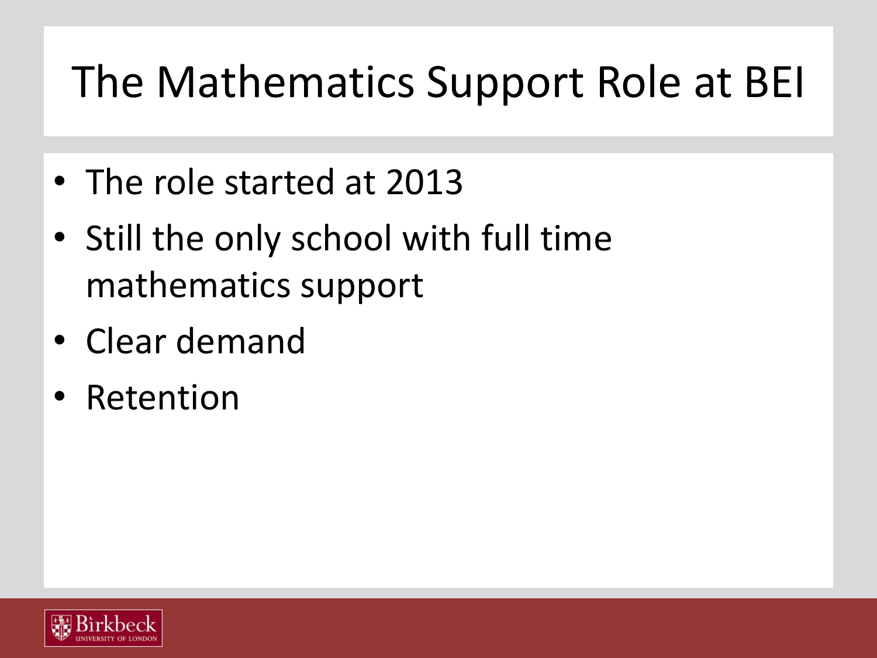# The Mathematics Support Role at BEI

- The role started at 2013
- Still the only school with full time mathematics support
- Clear demand
- Retention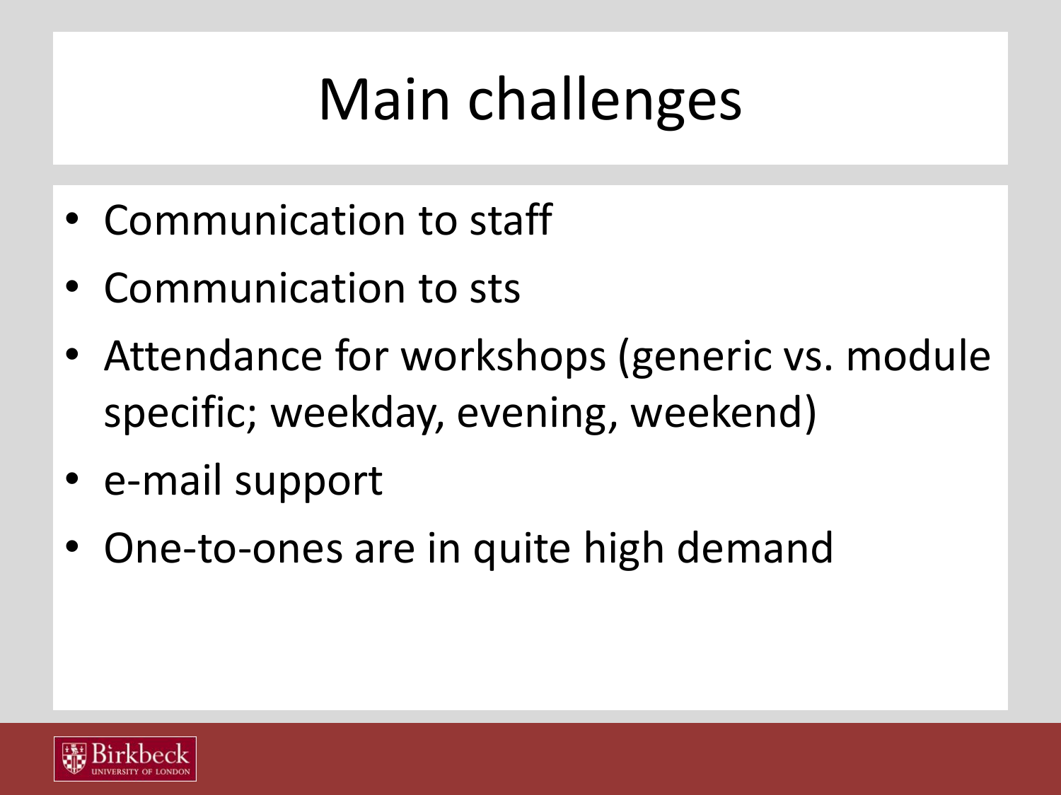# Main challenges

- Communication to staff
- Communication to sts
- Attendance for workshops (generic vs. module specific; weekday, evening, weekend)
- e-mail support
- One-to-ones are in quite high demand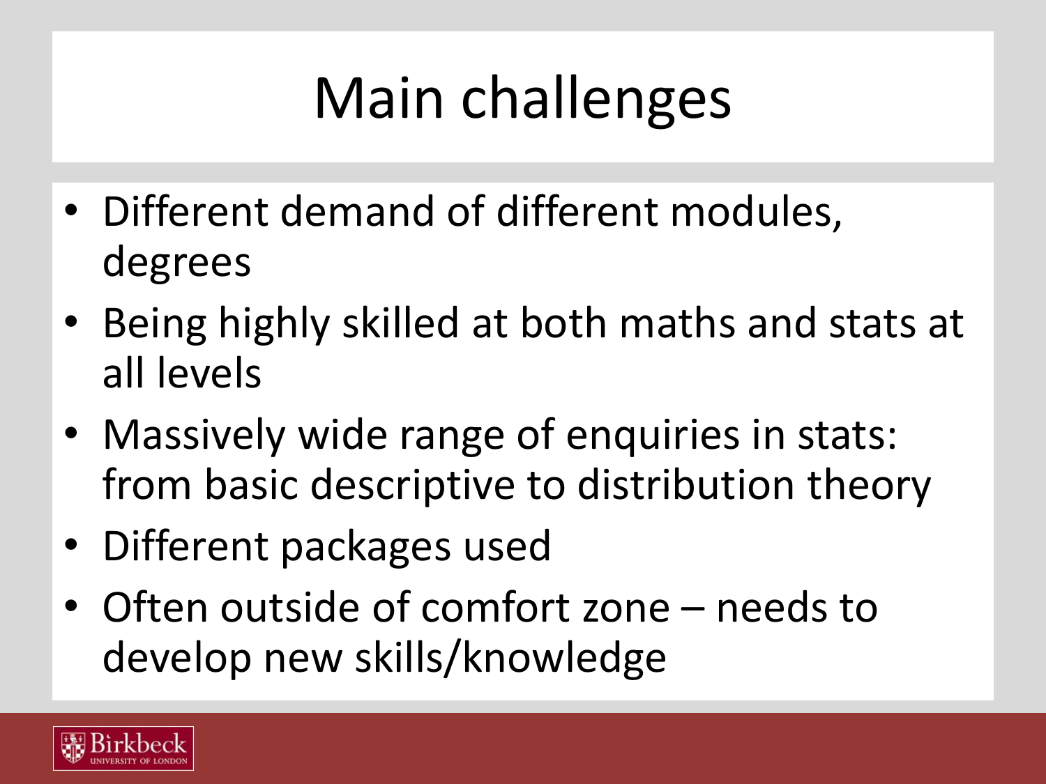# Main challenges

- Different demand of different modules, degrees
- Being highly skilled at both maths and stats at all levels
- Massively wide range of enquiries in stats: from basic descriptive to distribution theory
- Different packages used
- Often outside of comfort zone – needs to develop new skills/knowledge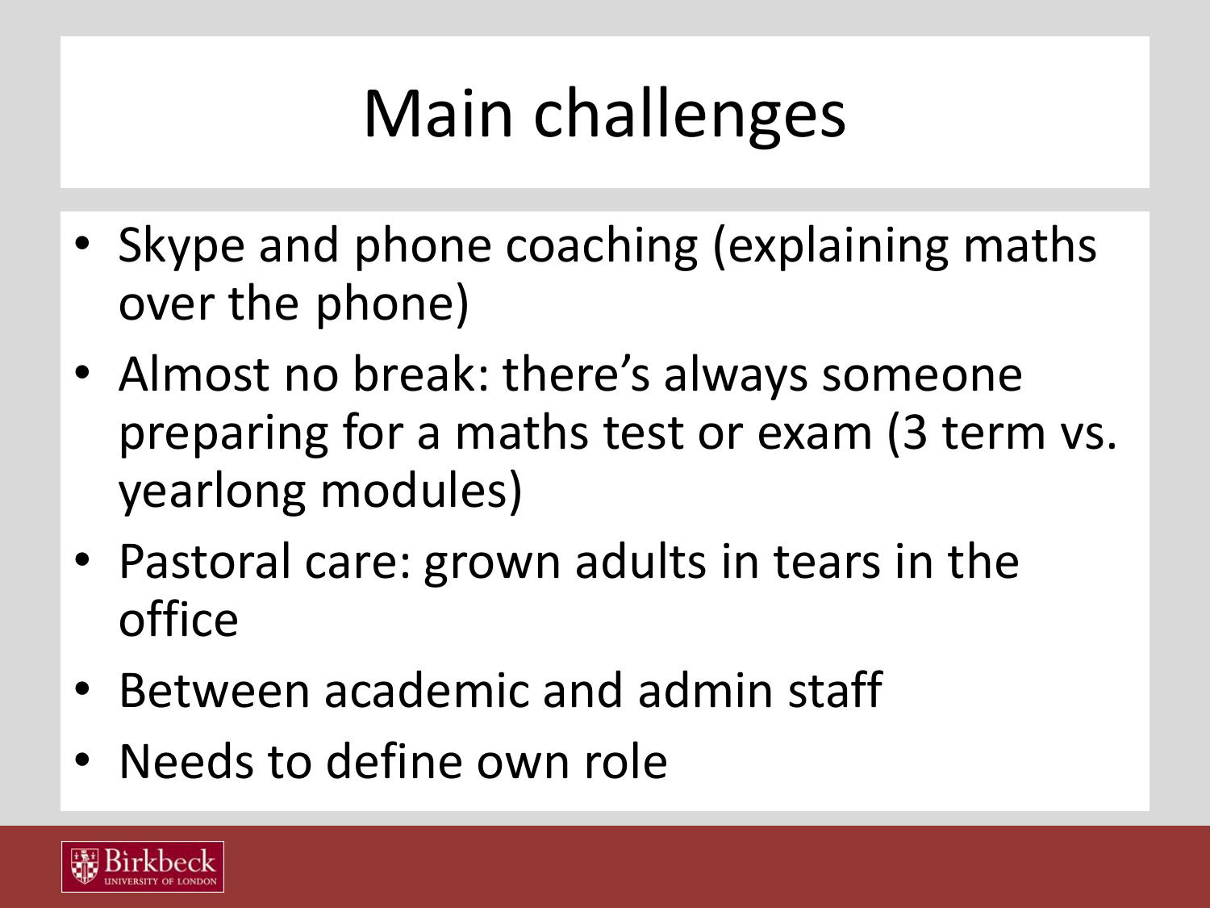# Main challenges

- Skype and phone coaching (explaining maths over the phone)
- Almost no break: there's always someone preparing for a maths test or exam (3 term vs. yearlong modules)
- Pastoral care: grown adults in tears in the office
- Between academic and admin staff
- Needs to define own role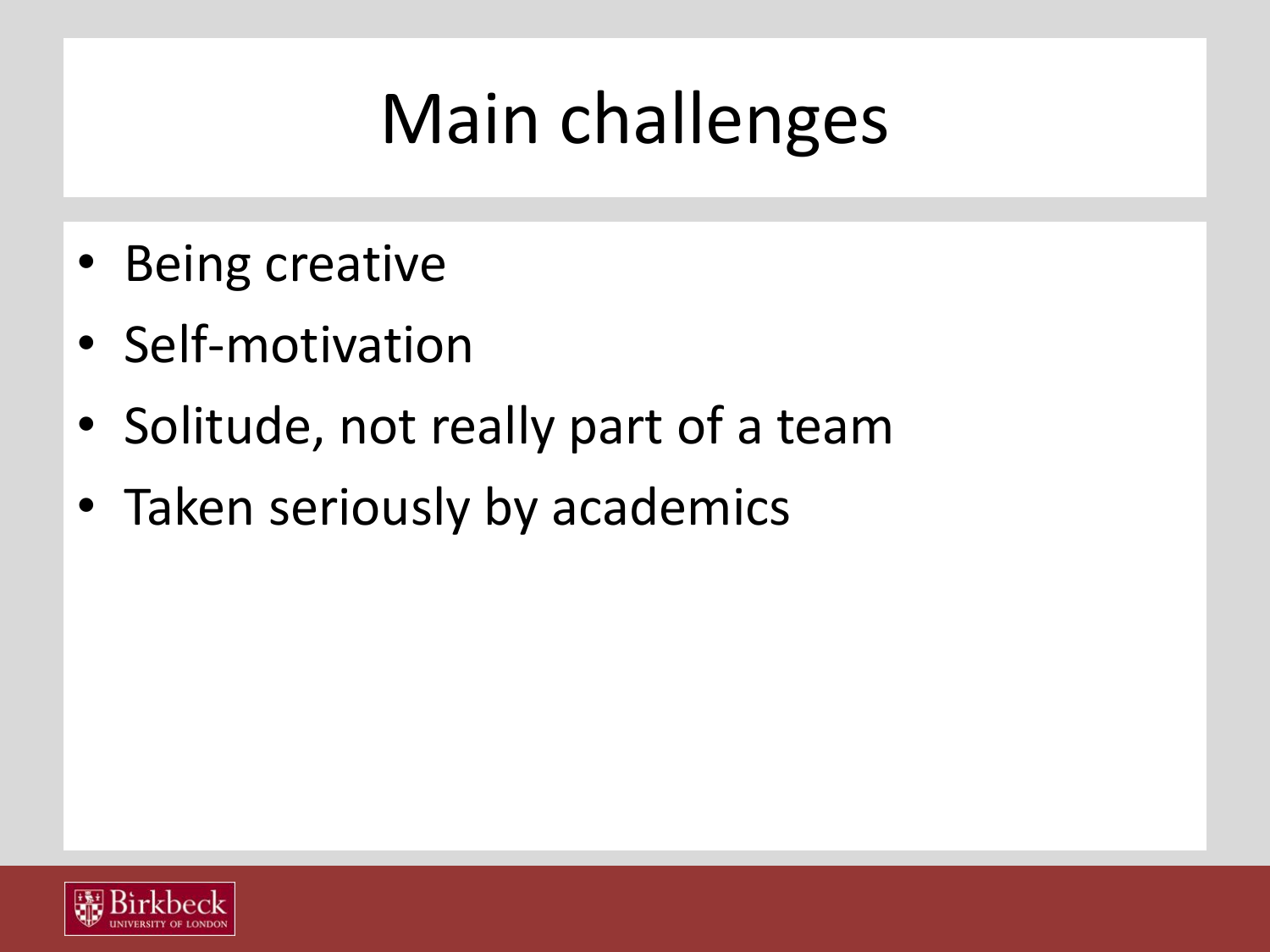# Main challenges

- Being creative
- Self-motivation
- Solitude, not really part of a team
- Taken seriously by academics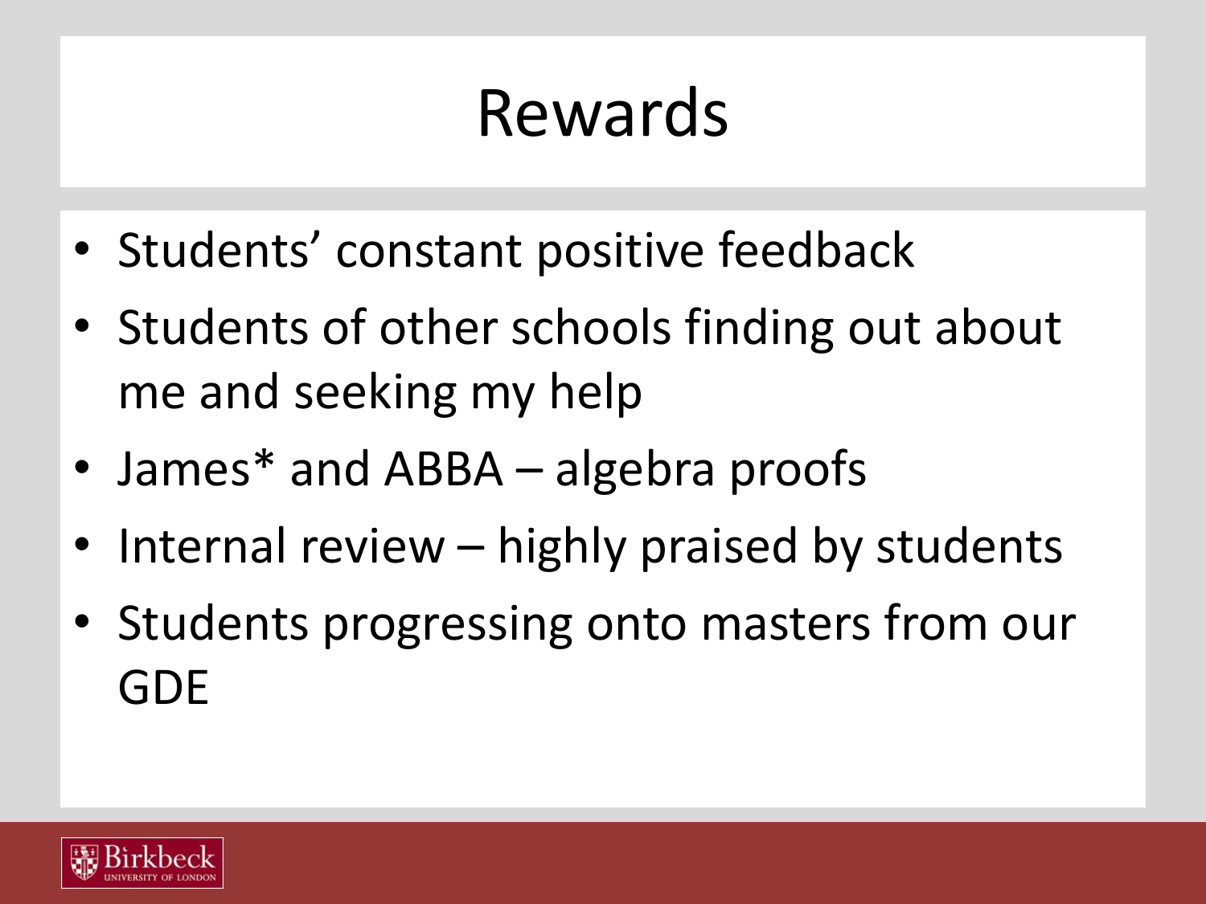# Rewards

- Students' constant positive feedback
- Students of other schools finding out about me and seeking my help
- James* and ABBA – algebra proofs
- Internal review – highly praised by students
- Students progressing onto masters from our GDE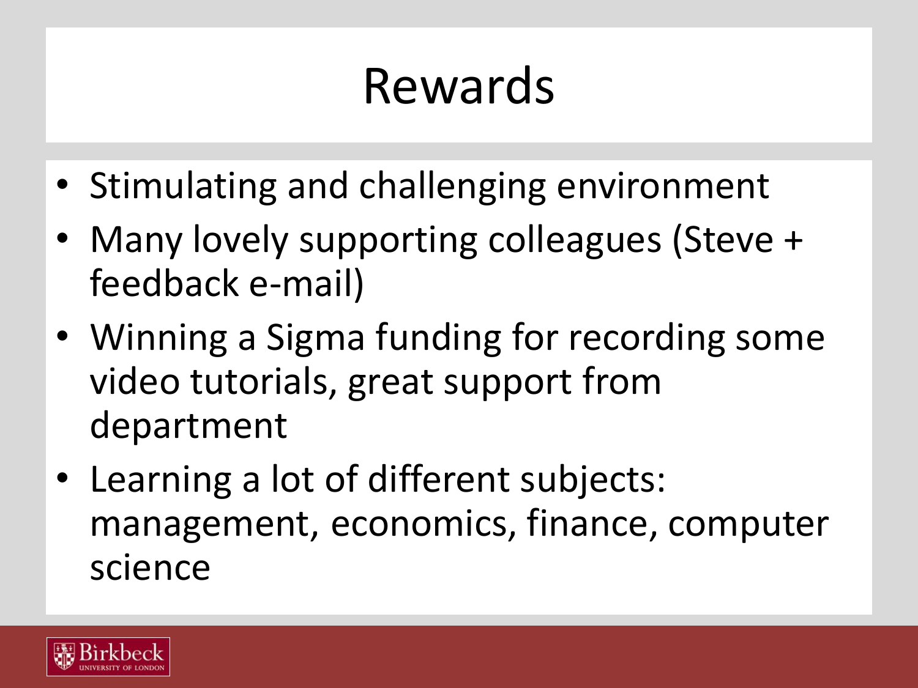# Rewards

- Stimulating and challenging environment
- Many lovely supporting colleagues (Steve + feedback e-mail)
- Winning a Sigma funding for recording some video tutorials, great support from department
- Learning a lot of different subjects: management, economics, finance, computer science